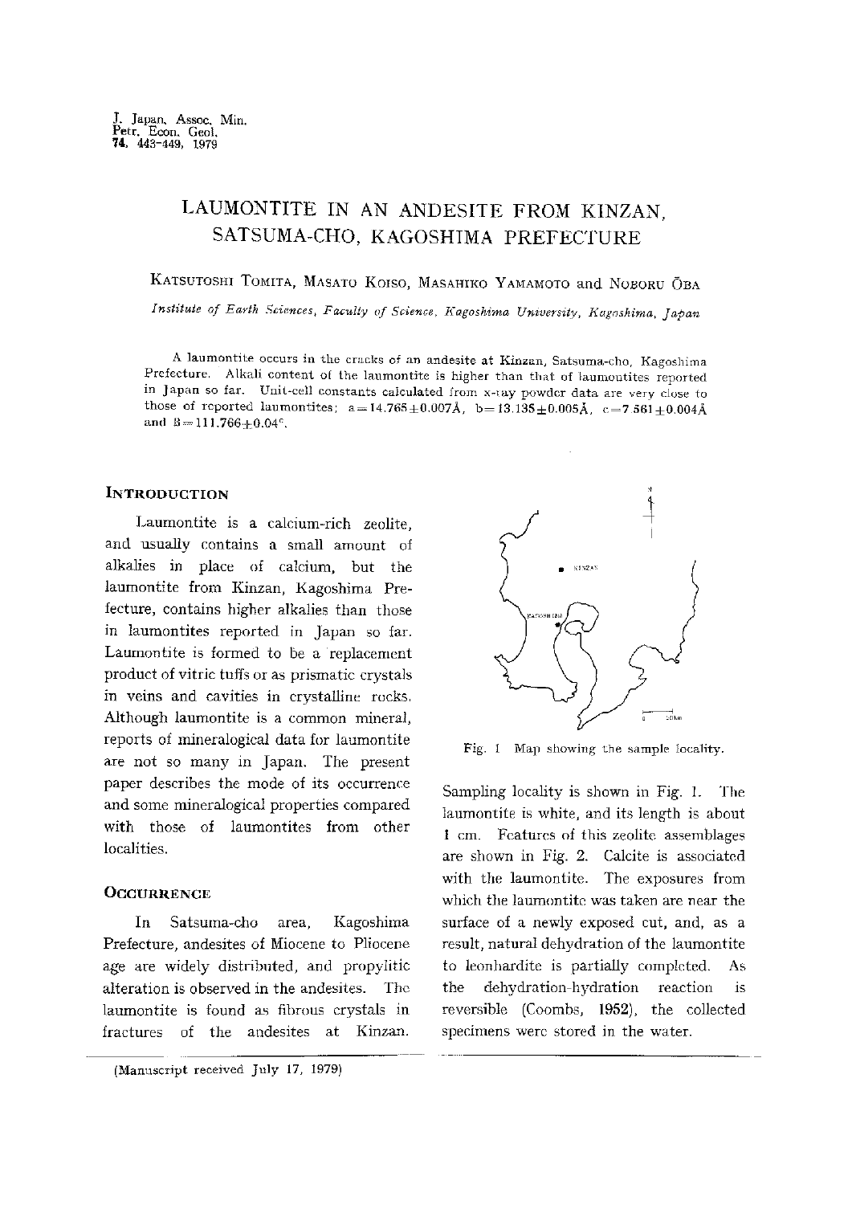# LAUMONTITE IN AN ANDESITE FROM KINZAN, SATSUMA-CHO, KAGOSHIMA PREFECTURE

KATSUTOSHI TOMITA, MASATO KOISO, MASAHIKO YAMAMOTO and NOBORU ŌBA

*Institute of Earth Sciences, Faculty of Science, Kagoshima University, Kagoshima, Japan*

A laumontite occurs in the cracks of an andesite at Kinzan, Satsuma-cho, Kagoshima Prefecture. Alkali content of the laumontite is higher than that of laumontites reported in Japan so far. Unit-cell constants calculated from x-ray powder data are very close to those of reported laumontites; $a=14.765\pm0.007$Å, $b=13.135\pm0.005$Å, $c=7.561\pm0.004$Å and $\beta=111.766\pm0.04°$.

## INTRODUCTION

Laumontite is a calcium-rich zeolite, and usually contains a small amount of alkalies in place of calcium, but the laumontite from Kinzan, Kagoshima Prefecture, contains higher alkalies than those in laumontites reported in Japan so far. Laumontite is formed to be a replacement product of vitric tuffs or as prismatic crystals in veins and cavities in crystalline rocks. Although laumontite is a common mineral, reports of mineralogical data for laumontite are not so many in Japan. The present paper describes the mode of its occurrence and some mineralogical properties compared with those of laumontites from other localities.

## OCCURRENCE

In Satsuma-cho area, Kagoshima Prefecture, andesites of Miocene to Pliocene age are widely distributed, and propylitic alteration is observed in the andesites. The laumontite is found as fibrous crystals in fractures of the andesites at Kinzan. Sampling locality is shown in Fig. 1. The laumontite is white, and its length is about 1 cm. Features of this zeolite assemblages are shown in Fig. 2. Calcite is associated with the laumontite. The exposures from which the laumontite was taken are near the surface of a newly exposed cut, and, as a result, natural dehydration of the laumontite to leonhardite is partially completed. As the dehydration-hydration reaction is reversible (Coombs, 1952), the collected specimens were stored in the water.

Fig. 1 Map showing the sample locality.

(Manuscript received July 17, 1979)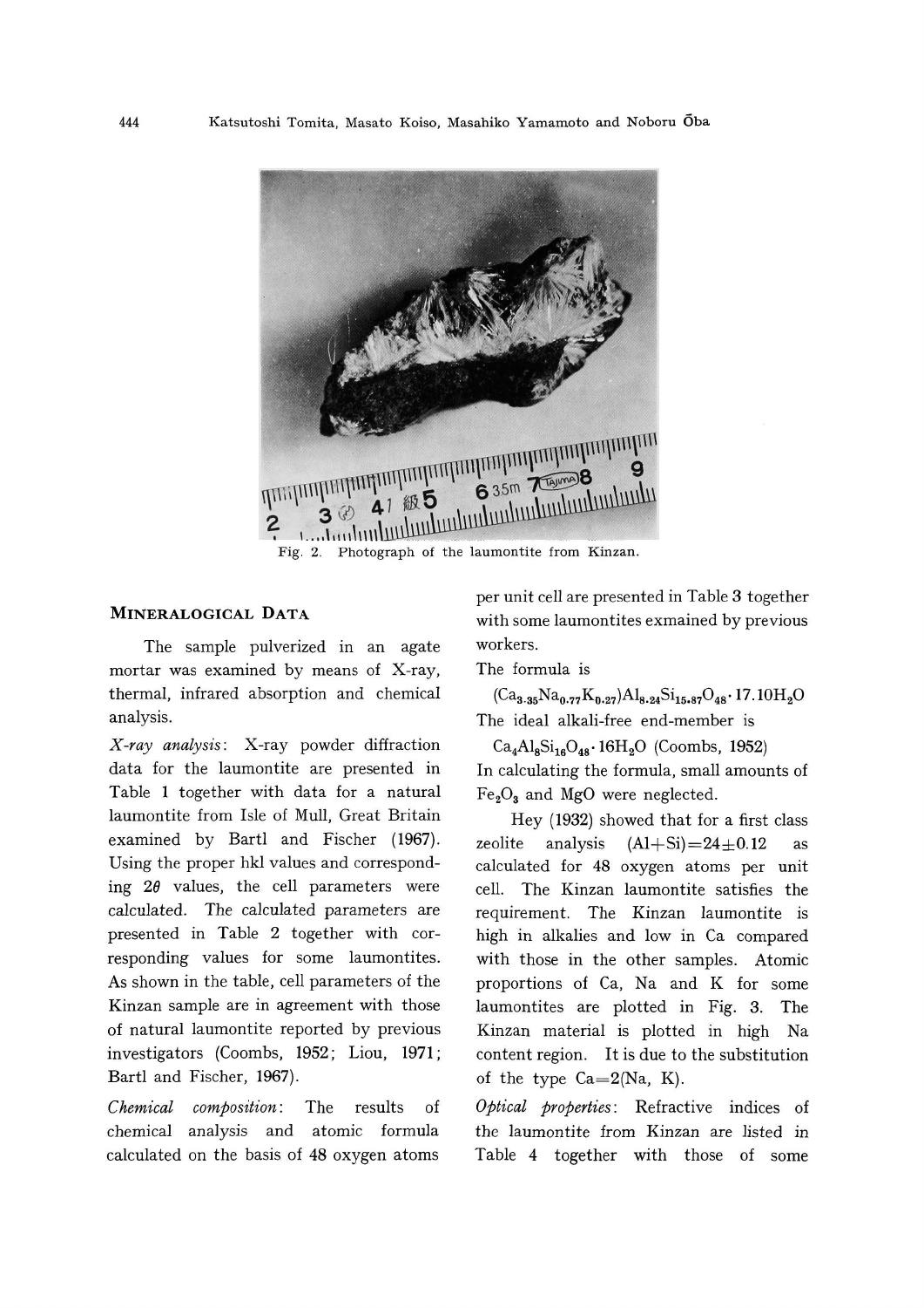Fig. 2. Photograph of the laumontite from Kinzan.

## MINERALOGICAL DATA

The sample pulverized in an agate mortar was examined by means of X-ray, thermal, infrared absorption and chemical analysis.

*X-ray analysis*: X-ray powder diffraction data for the laumontite are presented in Table 1 together with data for a natural laumontite from Isle of Mull, Great Britain examined by Bartl and Fischer (1967). Using the proper hkl values and corresponding $2\theta$ values, the cell parameters were calculated. The calculated parameters are presented in Table 2 together with corresponding values for some laumontites. As shown in the table, cell parameters of the Kinzan sample are in agreement with those of natural laumontite reported by previous investigators (Coombs, 1952; Liou, 1971; Bartl and Fischer, 1967).

*Chemical composition*: The results of chemical analysis and atomic formula calculated on the basis of 48 oxygen atoms per unit cell are presented in Table 3 together with some laumontites exmained by previous workers.

The formula is

$(Ca_{3.35}Na_{0.77}K_{0.27})Al_{8.24}Si_{15.87}O_{48}\cdot 17.10H_2O$

The ideal alkali-free end-member is

$Ca_4Al_8Si_{16}O_{48}\cdot 16H_2O$ (Coombs, 1952)

In calculating the formula, small amounts of $Fe_2O_3$ and MgO were neglected.

Hey (1932) showed that for a first class zeolite analysis $(Al+Si)=24\pm 0.12$ as calculated for 48 oxygen atoms per unit cell. The Kinzan laumontite satisfies the requirement. The Kinzan laumontite is high in alkalies and low in Ca compared with those in the other samples. Atomic proportions of Ca, Na and K for some laumontites are plotted in Fig. 3. The Kinzan material is plotted in high Na content region. It is due to the substitution of the type $Ca=2(Na, K)$.

*Optical properties*: Refractive indices of the laumontite from Kinzan are listed in Table 4 together with those of some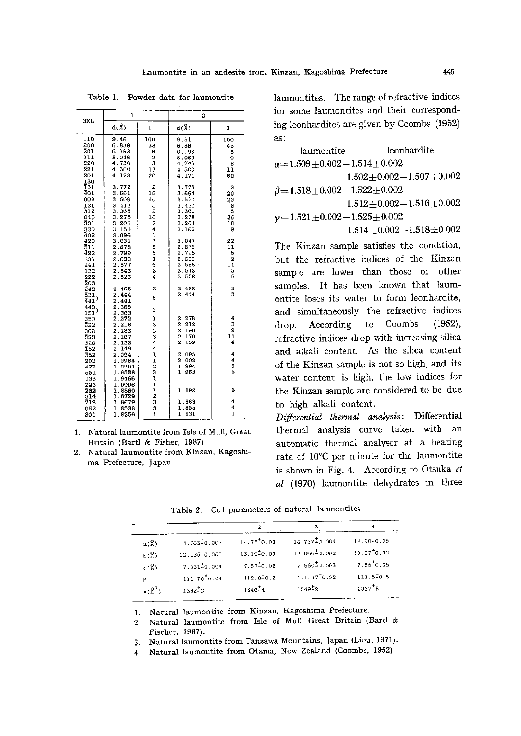Table 1. Powder data for laumontite

| HKL | 1 | | 2 | |
|---|---|---|---|---|
| | d(Å) | I | d(Å) | I |
| 110 | 9.46 | 100 | 9.51 | 100 |
| 200 | 6.838 | 38 | 6.86 | 45 |
| $\bar{2}01$ | 6.193 | 6 | 6.193 | 5 |
| 111 | 5.046 | 2 | 5.060 | 9 |
| 220 | 4.730 | 8 | 4.745 | 8 |
| $\bar{2}21$ | 4.500 | 13 | 4.500 | 11 |
| 201 | 4.178 | 20 | 4.171 | 60 |
| 130 | | | | |
| $\bar{1}31$ | 3.772 | 2 | 3.775 | 3 |
| $\bar{4}01$ | 3.661 | 16 | 3.664 | 20 |
| 002 | 3.509 | 40 | 3.520 | 23 |
| 131 | 3.412 | 5 | 3.420 | 8 |
| $\bar{3}12$ | 3.365 | 9 | 3.360 | 5 |
| 040 | 3.275 | 10 | 3.278 | 26 |
| $\bar{3}31$ | 3.203 | 7 | 3.204 | 16 |
| 330 | 3.153 | 4 | 3.163 | 9 |
| $\bar{4}02$ | 3.096 | 1 | | |
| 420 | 3.031 | 7 | 3.047 | 22 |
| $\bar{5}11$ | 2.878 | 5 | 2.879 | 11 |
| $\bar{4}22$ | 2.799 | 5 | 2.795 | 6 |
| 331 | 2.633 | 1 | 2.636 | 2 |
| 241 | 2.577 | 6 | 2.585 | 11 |
| 132 | 2.543 | 3 | 2.543 | 5 |
| 222 | 2.523 | 4 | 2.528 | 5 |
| $\bar{2}03$ | | | | |
| $\bar{2}42$ | 2.465 | 3 | 2.468 | 3 |
| $\bar{5}31$ | 2.444 | 6 | 2.444 | 13 |
| $\bar{4}41$ | 2.441 | | | |
| 440 | 2.365 | 3 | | |
| $\bar{1}51$ | 2.363 | | | |
| 350 | 2.272 | 1 | 2.278 | 4 |
| $\bar{5}23$ | 2.218 | 3 | 2.212 | 3 |
| 060 | 2.183 | 2 | 2.190 | 9 |
| $\bar{3}33$ | 2.167 | 3 | 2.170 | 11 |
| 620 | 2.153 | 4 | 2.159 | 4 |
| 152 | 2.149 | 4 | | |
| $\bar{3}52$ | 2.094 | 1 | 2.095 | 4 |
| 203 | 1.9964 | 1 | 2.002 | 4 |
| 422 | 1.9801 | 2 | 1.994 | 2 |
| 551 | 1.9588 | 3 | 1.963 | 5 |
| 133 | 1.9466 | 1 | | |
| 223 | 1.9096 | 1 | | |
| $\bar{2}62$ | 1.8860 | 1 | 1.892 | 2 |
| $\bar{3}14$ | 1.8729 | 2 | | |
| $\bar{7}13$ | 1.8679 | 3 | 1.863 | 4 |
| 062 | 1.8538 | 3 | 1.855 | 4 |
| $\bar{8}01$ | 1.8256 | 1 | 1.831 | 1 |

1. Natural laumontite from Isle of Mull, Great Britain (Bartl & Fisher, 1967)
2. Natural laumontite from Kinzan, Kagoshima Prefecture, Japan.

laumontites. The range of refractive indices for some laumontites and their corresponding leonhardites are given by Coombs (1952) as:

| | laumontite | leonhardite |
|---|---|---|
| $\alpha$ = | $1.509\pm0.002-1.514\pm0.002$ | $1.502\pm0.002-1.507\pm0.002$ |
| $\beta$ = | $1.518\pm0.002-1.522\pm0.002$ | $1.512\pm0.002-1.516\pm0.002$ |
| $\gamma$ = | $1.521\pm0.002-1.525\pm0.002$ | $1.514\pm0.002-1.518\pm0.002$ |

The Kinzan sample satisfies the condition, but the refractive indices of the Kinzan sample are lower than those of other samples. It has been known that laumontite loses its water to form leonhardite, and simultaneously the refractive indices drop. According to Coombs (1952), refractive indices drop with increasing silica and alkali content. As the silica content of the Kinzan sample is not so high, and its water content is high, the low indices for the Kinzan sample are considered to be due to high alkali content.

*Differential thermal analysis*: Differential thermal analysis curve taken with an automatic thermal analyser at a heating rate of 10°C per minute for the laumontite is shown in Fig. 4. According to Otsuka *et al* (1970) laumontite dehydrates in three

Table 2. Cell parameters of natural laumontites

| | 1 | 2 | 3 | 4 |
|---|---|---|---|---|
| a(Å) | 14.765±0.007 | 14.75±0.03 | 14.737±0.004 | 14.90±0.05 |
| b(Å) | 13.135±0.005 | 13.10±0.03 | 13.066±0.002 | 13.07±0.02 |
| c(Å) | 7.561±0.004 | 7.57±0.02 | 7.550±0.003 | 7.55±0.05 |
| β | 111.76±0.04 | 112.0±0.2 | 111.97±0.02 | 111.5±0.5 |
| V(Å³) | 1362±2 | 1346±4 | 1349±2 | 1367±5 |

1. Natural laumontite from Kinzan, Kagoshima Prefecture.
2. Natural laumontite from Isle of Mull, Great Britain (Bartl & Fischer, 1967).
3. Natural laumontite from Tanzawa Mountains, Japan (Liou, 1971).
4. Natural laumontite from Otama, New Zealand (Coombs, 1952).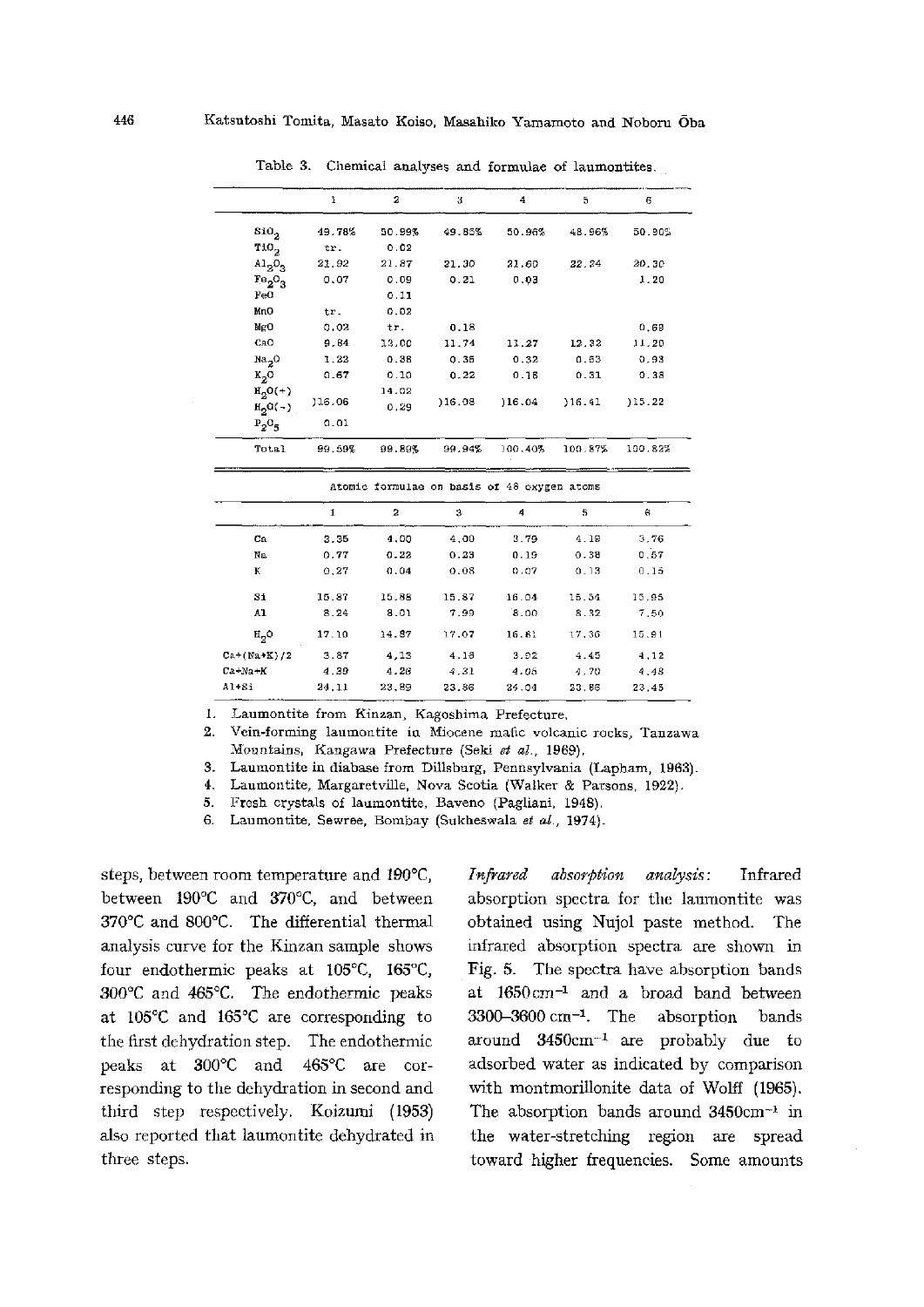Table 3. Chemical analyses and formulae of laumontites.

| | 1 | 2 | 3 | 4 | 5 | 6 |
|---|---|---|---|---|---|---|
| $SiO_2$ | 49.78% | 50.99% | 49.85% | 50.96% | 48.96% | 50.90% |
| $TiO_2$ | tr. | 0.02 | | | | |
| $Al_2O_3$ | 21.92 | 21.87 | 21.30 | 21.60 | 22.24 | 20.30 |
| $Fe_2O_3$ | 0.07 | 0.09 | 0.21 | 0.03 | | 1.20 |
| FeO | | 0.11 | | | | |
| MnO | tr. | 0.02 | | | | |
| MgO | 0.02 | tr. | 0.18 | | | 0.69 |
| CaO | 9.84 | 13.00 | 11.74 | 11.27 | 12.32 | 11.20 |
| $Na_2O$ | 1.22 | 0.38 | 0.36 | 0.32 | 0.63 | 0.93 |
| $K_2O$ | 0.67 | 0.10 | 0.22 | 0.18 | 0.31 | 0.38 |
| $H_2O(+)$ | )16.06 | 14.02 | )16.08 | )16.04 | )16.41 | )15.22 |
| $H_2O(-)$ | | 0.29 | | | | |
| $P_2O_5$ | 0.01 | | | | | |
| Total | 99.59% | 99.89% | 99.94% | 100.40% | 100.87% | 100.82% |

Atomic formulae on basis of 48 oxygen atoms

| | 1 | 2 | 3 | 4 | 5 | 6 |
|---|---|---|---|---|---|---|
| Ca | 3.35 | 4.00 | 4.00 | 3.79 | 4.19 | 3.76 |
| Na | 0.77 | 0.22 | 0.23 | 0.19 | 0.38 | 0.57 |
| K | 0.27 | 0.04 | 0.08 | 0.07 | 0.13 | 0.15 |
| Si | 15.87 | 15.88 | 15.87 | 16.04 | 15.54 | 15.95 |
| Al | 8.24 | 8.01 | 7.99 | 8.00 | 8.32 | 7.50 |
| $H_2O$ | 17.10 | 14.97 | 17.07 | 16.81 | 17.36 | 15.91 |
| Ca+(Na+K)/2 | 3.87 | 4.13 | 4.16 | 3.92 | 4.45 | 4.12 |
| Ca+Na+K | 4.39 | 4.26 | 4.31 | 4.05 | 4.70 | 4.48 |
| Al+Si | 24.11 | 23.89 | 23.86 | 24.04 | 23.86 | 23.45 |

1. Laumontite from Kinzan, Kagoshima Prefecture.
2. Vein-forming laumontite in Miocene mafic volcanic rocks, Tanzawa Mountains, Kangawa Prefecture (Seki *et al.*, 1969).
3. Laumontite in diabase from Dillsburg, Pennsylvania (Lapham, 1963).
4. Laumontite, Margaretville, Nova Scotia (Walker & Parsons, 1922).
5. Fresh crystals of laumontite, Baveno (Pagliani, 1948).
6. Laumontite, Sewree, Bombay (Sukheswala *et al.*, 1974).

steps, between room temperature and 190°C, between 190°C and 370°C, and between 370°C and 800°C. The differential thermal analysis curve for the Kinzan sample shows four endothermic peaks at 105°C, 165°C, 300°C and 465°C. The endothermic peaks at 105°C and 165°C are corresponding to the first dehydration step. The endothermic peaks at 300°C and 465°C are corresponding to the dehydration in second and third step respectively. Koizumi (1953) also reported that laumontite dehydrated in three steps.

*Infrared absorption analysis:* Infrared absorption spectra for the laumontite was obtained using Nujol paste method. The infrared absorption spectra are shown in Fig. 5. The spectra have absorption bands at 1650 $cm^{-1}$ and a broad band between 3300–3600 $cm^{-1}$. The absorption bands around 3450 $cm^{-1}$ are probably due to adsorbed water as indicated by comparison with montmorillonite data of Wolff (1965). The absorption bands around 3450 $cm^{-1}$ in the water-stretching region are spread toward higher frequencies. Some amounts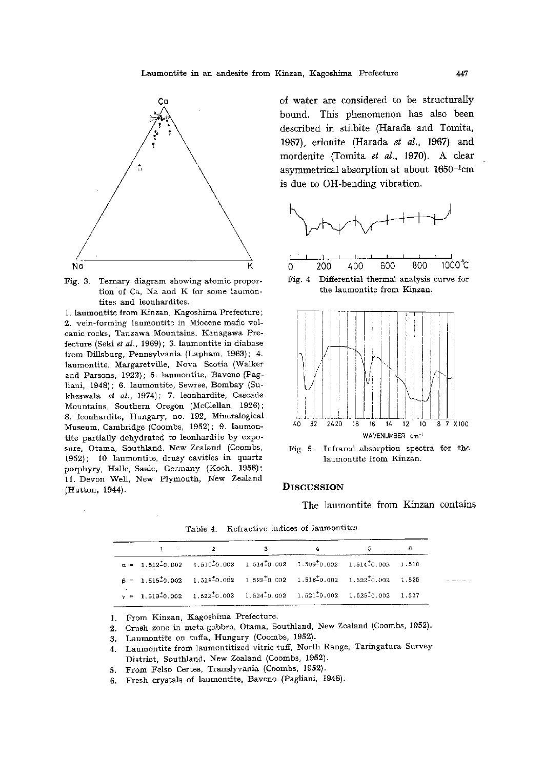Fig. 3. Ternary diagram showing atomic proportion of Ca, Na and K for some laumontites and leonhardites.

1. laumontite from Kinzan, Kagoshima Prefecture; 2. vein-forming laumontite in Miocene mafic volcanic rocks, Tanzawa Mountains, Kanagawa Prefecture (Seki *et al.*, 1969); 3. laumontite in diabase from Dillsburg, Pennsylvania (Lapham, 1963); 4. laumontite, Margaretville, Nova Scotia (Walker and Parsons, 1922); 5. laumontite, Baveno (Pagliani, 1948); 6. laumontite, Sewree, Bombay (Sukheswala *et al.*, 1974); 7. leonhardite, Cascade Mountains, Southern Oregon (McClellan, 1926); 8. leonhardite, Hungary, no. 192, Mineralogical Museum, Cambridge (Coombs, 1952); 9. laumontite partially dehydrated to leonhardite by exposure, Otama, Southland, New Zealand (Coombs, 1952); 10. laumontite, drusy cavities in quartz porphyry, Halle, Saale, Germany (Koch, 1958); 11. Devon Well, New Plymouth, New Zealand (Hutton, 1944).

of water are considered to be structurally bound. This phenomenon has also been described in stilbite (Harada and Tomita, 1967), erionite (Harada *et al.*, 1967) and mordenite (Tomita *et al.*, 1970). A clear asymmetrical absorption at about $1650^{-1}$cm is due to OH-bending vibration.

Fig. 4 Differential thermal analysis curve for the laumontite from Kinzan.

Fig. 5. Infrared absorption spectra for the laumontite from Kinzan.

## DISCUSSION

The laumontite from Kinzan contains

Table 4. Refractive indices of laumontites

| | 1 | 2 | 3 | 4 | 5 | 6 |
|---|---|---|---|---|---|---|
| $\alpha$ = | 1.512±0.002 | 1.510±0.002 | 1.514±0.002 | 1.509±0.002 | 1.514±0.002 | 1.510 |
| $\beta$ = | 1.515±0.002 | 1.518±0.002 | 1.522±0.002 | 1.518±0.002 | 1.522±0.002 | 1.525 |
| $\gamma$ = | 1.519±0.002 | 1.522±0.002 | 1.524±0.002 | 1.521±0.002 | 1.525±0.002 | 1.527 |

1. From Kinzan, Kagoshima Prefecture.
2. Crush zone in meta-gabbro, Otama, Southland, New Zealand (Coombs, 1952).
3. Laumontite on tuffa, Hungary (Coombs, 1952).
4. Laumontite from laumontitized vitric tuff, North Range, Taringatura Survey District, Southland, New Zealand (Coombs, 1952).
5. From Felso Certes, Translyvania (Coombs, 1952).
6. Fresh crystals of laumontite, Baveno (Pagliani, 1948).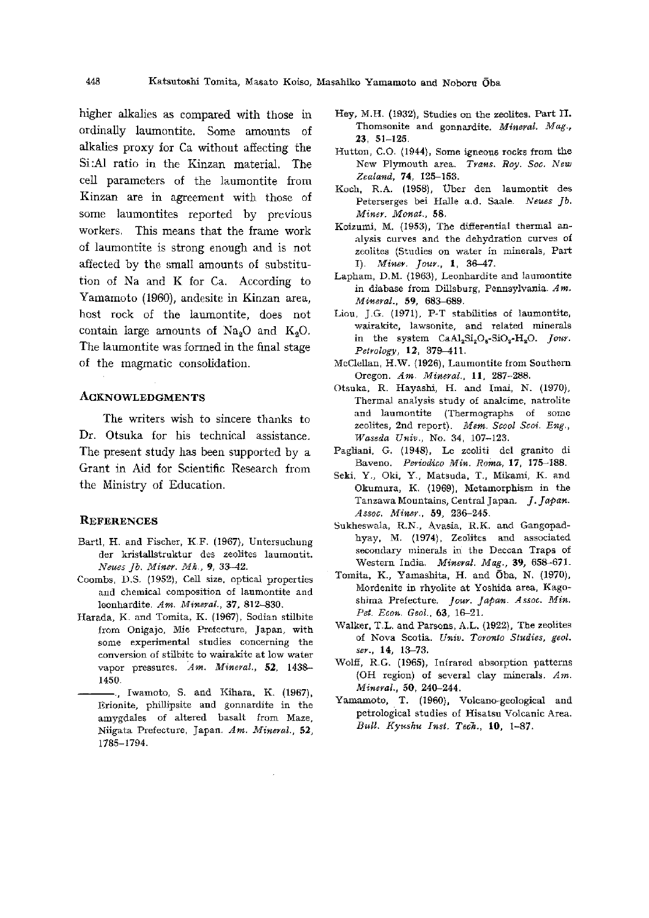higher alkalies as compared with those in ordinally laumontite. Some amounts of alkalies proxy for Ca without affecting the Si:Al ratio in the Kinzan material. The cell parameters of the laumontite from Kinzan are in agreement with those of some laumontites reported by previous workers. This means that the frame work of laumontite is strong enough and is not affected by the small amounts of substitution of Na and K for Ca. According to Yamamoto (1960), andesite in Kinzan area, host rock of the laumontite, does not contain large amounts of $Na_2O$ and $K_2O$. The laumontite was formed in the final stage of the magmatic consolidation.

## ACKNOWLEDGMENTS

The writers wish to sincere thanks to Dr. Otsuka for his technical assistance. The present study has been supported by a Grant in Aid for Scientific Research from the Ministry of Education.

## REFERENCES

Bartl, H. and Fischer, K.F. (1967), Untersuchung der kristallstruktur des zeolites laumontit. *Neues Jb. Miner. Mh.*, **9**, 33–42.

Coombs, D.S. (1952), Cell size, optical properties and chemical composition of laumontite and leonhardite. *Am. Mineral.*, **37**, 812–830.

Harada, K. and Tomita, K. (1967), Sodian stilbite from Onigajo, Mie Prefecture, Japan, with some experimental studies concerning the conversion of stilbite to wairakite at low water vapor pressures. *Am. Mineral.*, **52**, 1438–1450.

———, Iwamoto, S. and Kihara, K. (1967), Erionite, phillipsite and gonnardite in the amygdales of altered basalt from Maze, Niigata Prefecture, Japan. *Am. Mineral.*, **52**, 1785–1794.

Hey, M.H. (1932), Studies on the zeolites. Part II. Thomsonite and gonnardite. *Mineral. Mag.*, **23**, 51–125.

Hutton, C.O. (1944), Some igneous rocks from the New Plymouth area. *Trans. Roy. Soc. New Zealand*, **74**, 125–153.

Koch, R.A. (1958), Über den laumontit des Peterserges bei Halle a.d. Saale. *Neues Jb. Miner. Monat.*, **58**.

Koizumi, M. (1953), The differential thermal analysis curves and the dehydration curves of zeolites (Studies on water in minerals, Part I). *Miner. Jour.*, **1**, 36–47.

Lapham, D.M. (1963), Leonhardite and laumontite in diabase from Dillsburg, Pennsylvania. *Am. Mineral.*, **59**, 683–689.

Liou, J.G. (1971), P-T stabilities of laumontite, wairakite, lawsonite, and related minerals in the system $CaAl_2Si_2O_8$-$SiO_2$-$H_2O$. *Jour. Petrology*, **12**, 379–411.

McClellan, H.W. (1926), Laumontite from Southern Oregon. *Am. Mineral.*, **11**, 287–288.

Otsuka, R. Hayashi, H. and Imai, N. (1970), Thermal analysis study of analcime, natrolite and laumontite (Thermographs of some zeolites, 2nd report). *Mem. Scool Sci. Eng., Waseda Univ.*, No. 34, 107–123.

Pagliani, G. (1948), Le zeoliti del granito di Baveno. *Periodico Min. Roma*, **17**, 175–188.

Seki, Y., Oki, Y., Matsuda, T., Mikami, K. and Okumura, K. (1969), Metamorphism in the Tanzawa Mountains, Central Japan. *J. Japan. Assoc. Miner.*, **59**, 236–245.

Sukheswala, R.N., Avasia, R.K. and Gangopadhyay, M. (1974), Zeolites and associated secondary minerals in the Deccan Traps of Western India. *Mineral. Mag.*, **39**, 658–671.

Tomita, K., Yamashita, H. and Ōba, N. (1970), Mordenite in rhyolite at Yoshida area, Kagoshima Prefecture. *Jour. Japan. Assoc. Min. Pet. Econ. Geol.*, **63**, 16–21.

Walker, T.L. and Parsons, A.L. (1922), The zeolites of Nova Scotia. *Univ. Toronto Studies, geol. ser.*, **14**, 13–73.

Wolff, R.G. (1965), Infrared absorption patterns (OH region) of several clay minerals. *Am. Mineral.*, **50**, 240–244.

Yamamoto, T. (1960), Volcano-geological and petrological studies of Hisatsu Volcanic Area. *Bull. Kyushu Inst. Tech.*, **10**, 1–87.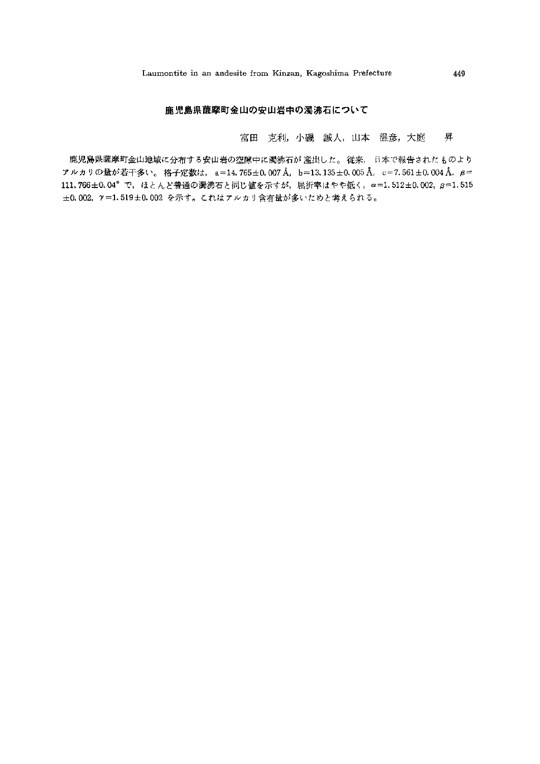## 鹿児島県薩摩町金山の安山岩中の濁沸石について

富田　克利，小磯　誠人，山本　温彦，大庭　　昇

鹿児島県薩摩町金山地域に分布する安山岩の空隙中に濁沸石が産出した。従来，日本で報告されたものよりアルカリの量が若干多い。格子定数は，$a=14.765\pm0.007$ Å，$b=13.135\pm0.005$ Å，$c=7.561\pm0.004$ Å，$\beta=111.766\pm0.04°$ で，ほとんど普通の濁沸石と同じ値を示すが，屈折率はやや低く，$\alpha=1.512\pm0.002$，$\beta=1.515\pm0.002$，$\gamma=1.519\pm0.002$ を示す。これはアルカリ含有量が多いためと考えられる。